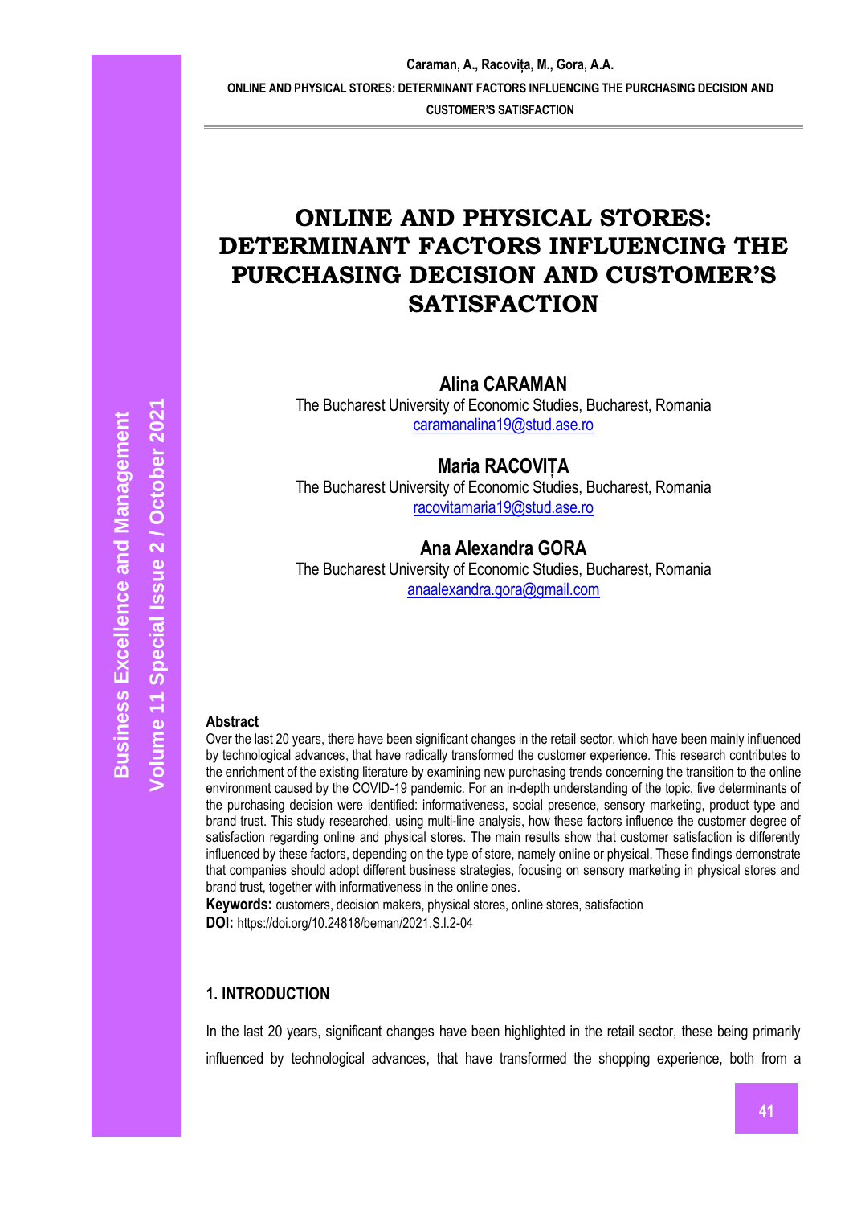# ONLINE AND PHYSICAL STORES: DETERMINANT FACTORS INFLUENCING THE PURCHASING DECISION AND CUSTOMER'S SATISFACTION

**Alina CARAMAN**
The Bucharest University of Economic Studies, Bucharest, Romania
caramanalina19@stud.ase.ro

**Maria RACOVIȚA**
The Bucharest University of Economic Studies, Bucharest, Romania
racovitamaria19@stud.ase.ro

**Ana Alexandra GORA**
The Bucharest University of Economic Studies, Bucharest, Romania
anaalexandra.gora@gmail.com

### Abstract

Over the last 20 years, there have been significant changes in the retail sector, which have been mainly influenced by technological advances, that have radically transformed the customer experience. This research contributes to the enrichment of the existing literature by examining new purchasing trends concerning the transition to the online environment caused by the COVID-19 pandemic. For an in-depth understanding of the topic, five determinants of the purchasing decision were identified: informativeness, social presence, sensory marketing, product type and brand trust. This study researched, using multi-line analysis, how these factors influence the customer degree of satisfaction regarding online and physical stores. The main results show that customer satisfaction is differently influenced by these factors, depending on the type of store, namely online or physical. These findings demonstrate that companies should adopt different business strategies, focusing on sensory marketing in physical stores and brand trust, together with informativeness in the online ones.

**Keywords:** customers, decision makers, physical stores, online stores, satisfaction

**DOI:** https://doi.org/10.24818/beman/2021.S.I.2-04

## 1. INTRODUCTION

In the last 20 years, significant changes have been highlighted in the retail sector, these being primarily influenced by technological advances, that have transformed the shopping experience, both from a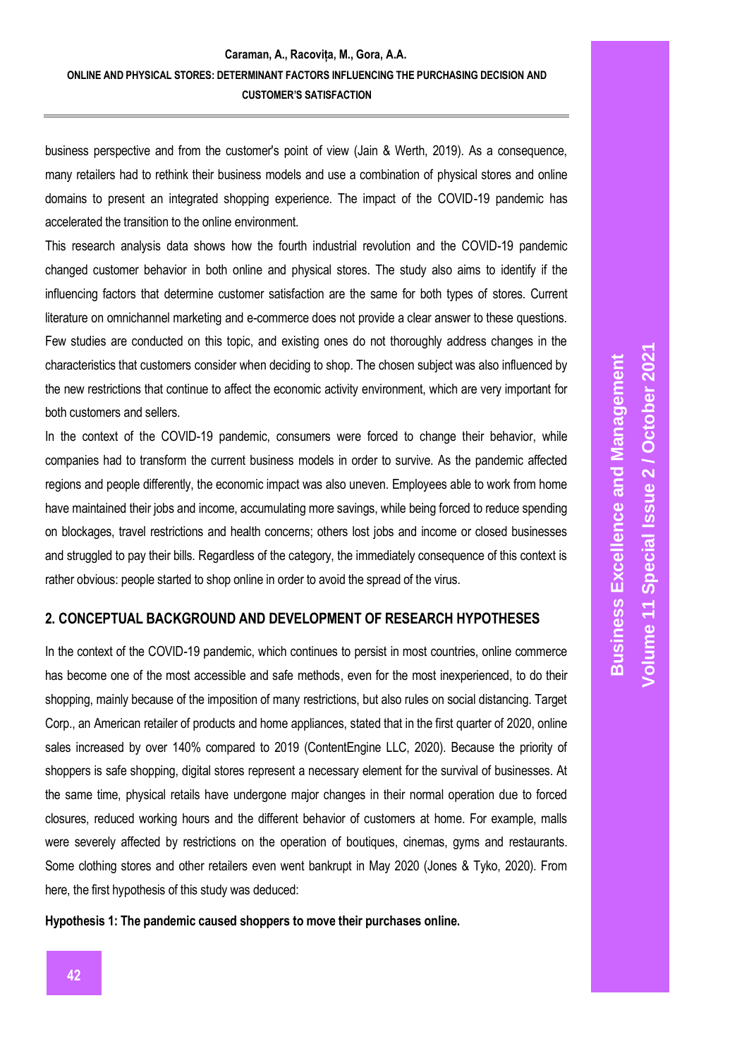business perspective and from the customer's point of view (Jain & Werth, 2019). As a consequence, many retailers had to rethink their business models and use a combination of physical stores and online domains to present an integrated shopping experience. The impact of the COVID-19 pandemic has accelerated the transition to the online environment.

This research analysis data shows how the fourth industrial revolution and the COVID-19 pandemic changed customer behavior in both online and physical stores. The study also aims to identify if the influencing factors that determine customer satisfaction are the same for both types of stores. Current literature on omnichannel marketing and e-commerce does not provide a clear answer to these questions. Few studies are conducted on this topic, and existing ones do not thoroughly address changes in the characteristics that customers consider when deciding to shop. The chosen subject was also influenced by the new restrictions that continue to affect the economic activity environment, which are very important for both customers and sellers.

In the context of the COVID-19 pandemic, consumers were forced to change their behavior, while companies had to transform the current business models in order to survive. As the pandemic affected regions and people differently, the economic impact was also uneven. Employees able to work from home have maintained their jobs and income, accumulating more savings, while being forced to reduce spending on blockages, travel restrictions and health concerns; others lost jobs and income or closed businesses and struggled to pay their bills. Regardless of the category, the immediately consequence of this context is rather obvious: people started to shop online in order to avoid the spread of the virus.

## 2. CONCEPTUAL BACKGROUND AND DEVELOPMENT OF RESEARCH HYPOTHESES

In the context of the COVID-19 pandemic, which continues to persist in most countries, online commerce has become one of the most accessible and safe methods, even for the most inexperienced, to do their shopping, mainly because of the imposition of many restrictions, but also rules on social distancing. Target Corp., an American retailer of products and home appliances, stated that in the first quarter of 2020, online sales increased by over 140% compared to 2019 (ContentEngine LLC, 2020). Because the priority of shoppers is safe shopping, digital stores represent a necessary element for the survival of businesses. At the same time, physical retails have undergone major changes in their normal operation due to forced closures, reduced working hours and the different behavior of customers at home. For example, malls were severely affected by restrictions on the operation of boutiques, cinemas, gyms and restaurants. Some clothing stores and other retailers even went bankrupt in May 2020 (Jones & Tyko, 2020). From here, the first hypothesis of this study was deduced:

**Hypothesis 1: The pandemic caused shoppers to move their purchases online.**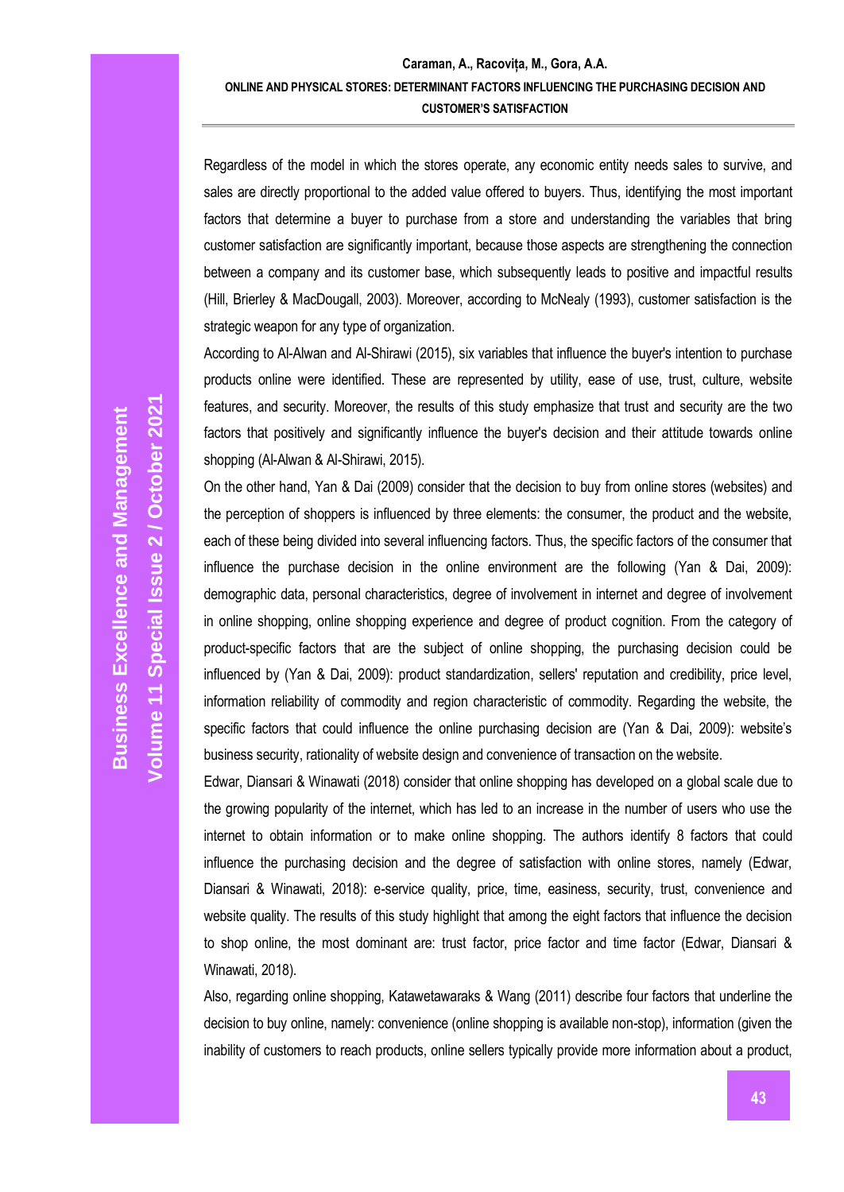Regardless of the model in which the stores operate, any economic entity needs sales to survive, and sales are directly proportional to the added value offered to buyers. Thus, identifying the most important factors that determine a buyer to purchase from a store and understanding the variables that bring customer satisfaction are significantly important, because those aspects are strengthening the connection between a company and its customer base, which subsequently leads to positive and impactful results (Hill, Brierley & MacDougall, 2003). Moreover, according to McNealy (1993), customer satisfaction is the strategic weapon for any type of organization.

According to Al-Alwan and Al-Shirawi (2015), six variables that influence the buyer's intention to purchase products online were identified. These are represented by utility, ease of use, trust, culture, website features, and security. Moreover, the results of this study emphasize that trust and security are the two factors that positively and significantly influence the buyer's decision and their attitude towards online shopping (Al-Alwan & Al-Shirawi, 2015).

On the other hand, Yan & Dai (2009) consider that the decision to buy from online stores (websites) and the perception of shoppers is influenced by three elements: the consumer, the product and the website, each of these being divided into several influencing factors. Thus, the specific factors of the consumer that influence the purchase decision in the online environment are the following (Yan & Dai, 2009): demographic data, personal characteristics, degree of involvement in internet and degree of involvement in online shopping, online shopping experience and degree of product cognition. From the category of product-specific factors that are the subject of online shopping, the purchasing decision could be influenced by (Yan & Dai, 2009): product standardization, sellers' reputation and credibility, price level, information reliability of commodity and region characteristic of commodity. Regarding the website, the specific factors that could influence the online purchasing decision are (Yan & Dai, 2009): website's business security, rationality of website design and convenience of transaction on the website.

Edwar, Diansari & Winawati (2018) consider that online shopping has developed on a global scale due to the growing popularity of the internet, which has led to an increase in the number of users who use the internet to obtain information or to make online shopping. The authors identify 8 factors that could influence the purchasing decision and the degree of satisfaction with online stores, namely (Edwar, Diansari & Winawati, 2018): e-service quality, price, time, easiness, security, trust, convenience and website quality. The results of this study highlight that among the eight factors that influence the decision to shop online, the most dominant are: trust factor, price factor and time factor (Edwar, Diansari & Winawati, 2018).

Also, regarding online shopping, Katawetawaraks & Wang (2011) describe four factors that underline the decision to buy online, namely: convenience (online shopping is available non-stop), information (given the inability of customers to reach products, online sellers typically provide more information about a product,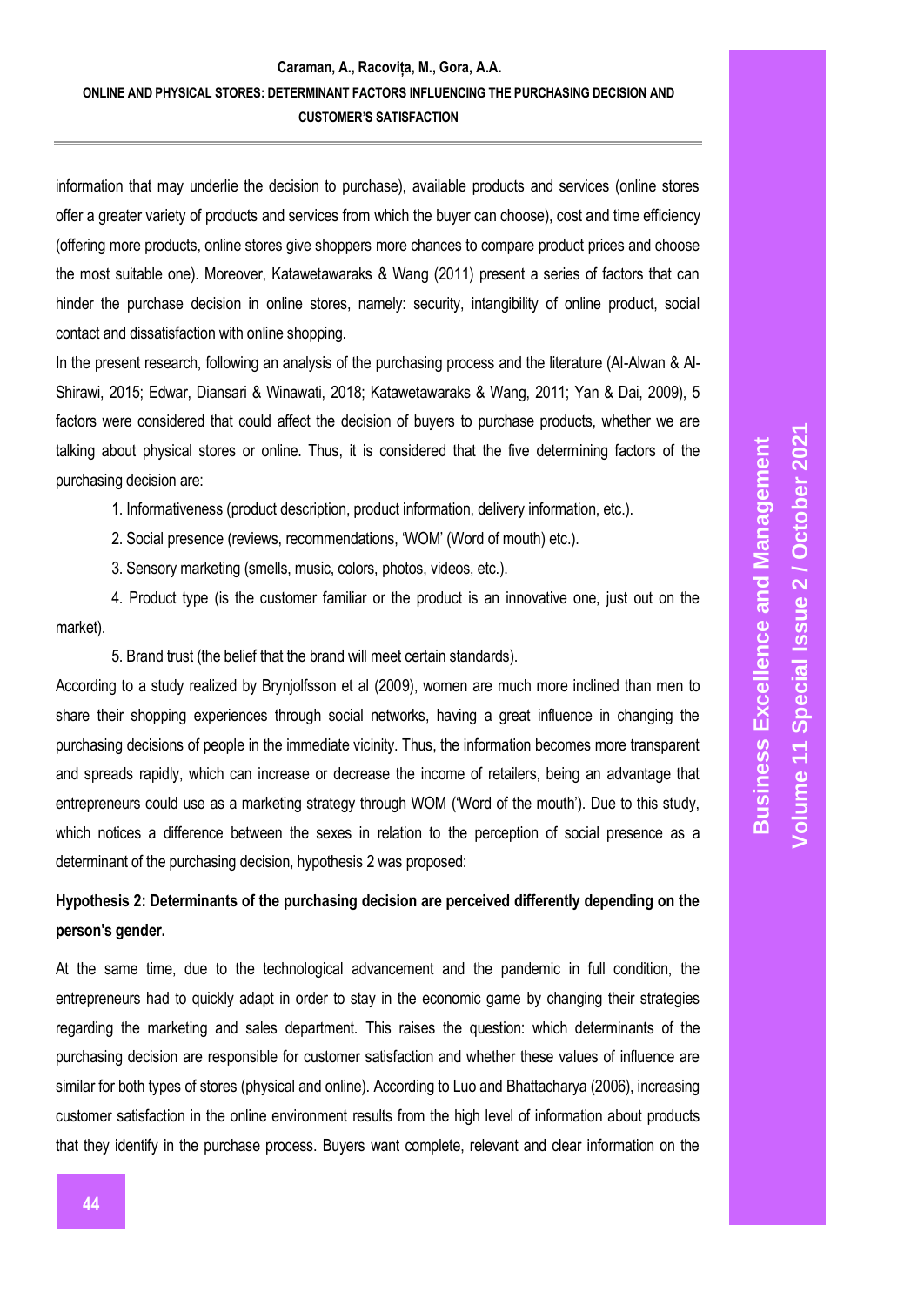information that may underlie the decision to purchase), available products and services (online stores offer a greater variety of products and services from which the buyer can choose), cost and time efficiency (offering more products, online stores give shoppers more chances to compare product prices and choose the most suitable one). Moreover, Katawetawaraks & Wang (2011) present a series of factors that can hinder the purchase decision in online stores, namely: security, intangibility of online product, social contact and dissatisfaction with online shopping.

In the present research, following an analysis of the purchasing process and the literature (Al-Alwan & Al-Shirawi, 2015; Edwar, Diansari & Winawati, 2018; Katawetawaraks & Wang, 2011; Yan & Dai, 2009), 5 factors were considered that could affect the decision of buyers to purchase products, whether we are talking about physical stores or online. Thus, it is considered that the five determining factors of the purchasing decision are:

1. Informativeness (product description, product information, delivery information, etc.).
2. Social presence (reviews, recommendations, 'WOM' (Word of mouth) etc.).
3. Sensory marketing (smells, music, colors, photos, videos, etc.).
4. Product type (is the customer familiar or the product is an innovative one, just out on the market).
5. Brand trust (the belief that the brand will meet certain standards).

According to a study realized by Brynjolfsson et al (2009), women are much more inclined than men to share their shopping experiences through social networks, having a great influence in changing the purchasing decisions of people in the immediate vicinity. Thus, the information becomes more transparent and spreads rapidly, which can increase or decrease the income of retailers, being an advantage that entrepreneurs could use as a marketing strategy through WOM ('Word of the mouth'). Due to this study, which notices a difference between the sexes in relation to the perception of social presence as a determinant of the purchasing decision, hypothesis 2 was proposed:

**Hypothesis 2: Determinants of the purchasing decision are perceived differently depending on the person's gender.**

At the same time, due to the technological advancement and the pandemic in full condition, the entrepreneurs had to quickly adapt in order to stay in the economic game by changing their strategies regarding the marketing and sales department. This raises the question: which determinants of the purchasing decision are responsible for customer satisfaction and whether these values of influence are similar for both types of stores (physical and online). According to Luo and Bhattacharya (2006), increasing customer satisfaction in the online environment results from the high level of information about products that they identify in the purchase process. Buyers want complete, relevant and clear information on the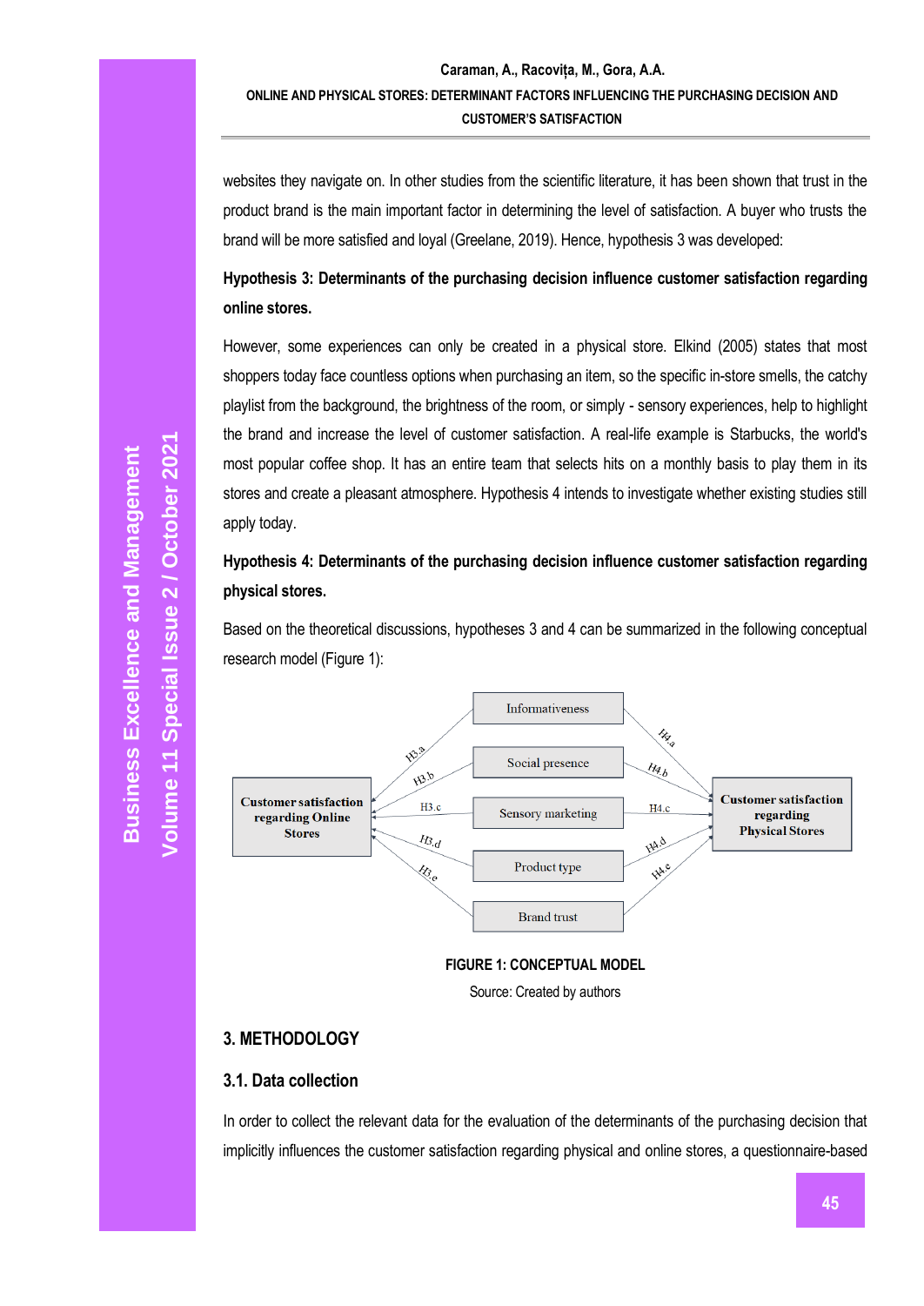websites they navigate on. In other studies from the scientific literature, it has been shown that trust in the product brand is the main important factor in determining the level of satisfaction. A buyer who trusts the brand will be more satisfied and loyal (Greelane, 2019). Hence, hypothesis 3 was developed:

**Hypothesis 3: Determinants of the purchasing decision influence customer satisfaction regarding online stores.**

However, some experiences can only be created in a physical store. Elkind (2005) states that most shoppers today face countless options when purchasing an item, so the specific in-store smells, the catchy playlist from the background, the brightness of the room, or simply - sensory experiences, help to highlight the brand and increase the level of customer satisfaction. A real-life example is Starbucks, the world's most popular coffee shop. It has an entire team that selects hits on a monthly basis to play them in its stores and create a pleasant atmosphere. Hypothesis 4 intends to investigate whether existing studies still apply today.

**Hypothesis 4: Determinants of the purchasing decision influence customer satisfaction regarding physical stores.**

Based on the theoretical discussions, hypotheses 3 and 4 can be summarized in the following conceptual research model (Figure 1):

Customer satisfaction regarding Online Stores | H3.a | H3.b | H3.c | H3.d | H3.e | Informativeness | Social presence | Sensory marketing | Product type | Brand trust | H4.a | H4.b | H4.c | H4.d | H4.e | Customer satisfaction regarding Physical Stores

**FIGURE 1: CONCEPTUAL MODEL**

Source: Created by authors

## 3. METHODOLOGY

### 3.1. Data collection

In order to collect the relevant data for the evaluation of the determinants of the purchasing decision that implicitly influences the customer satisfaction regarding physical and online stores, a questionnaire-based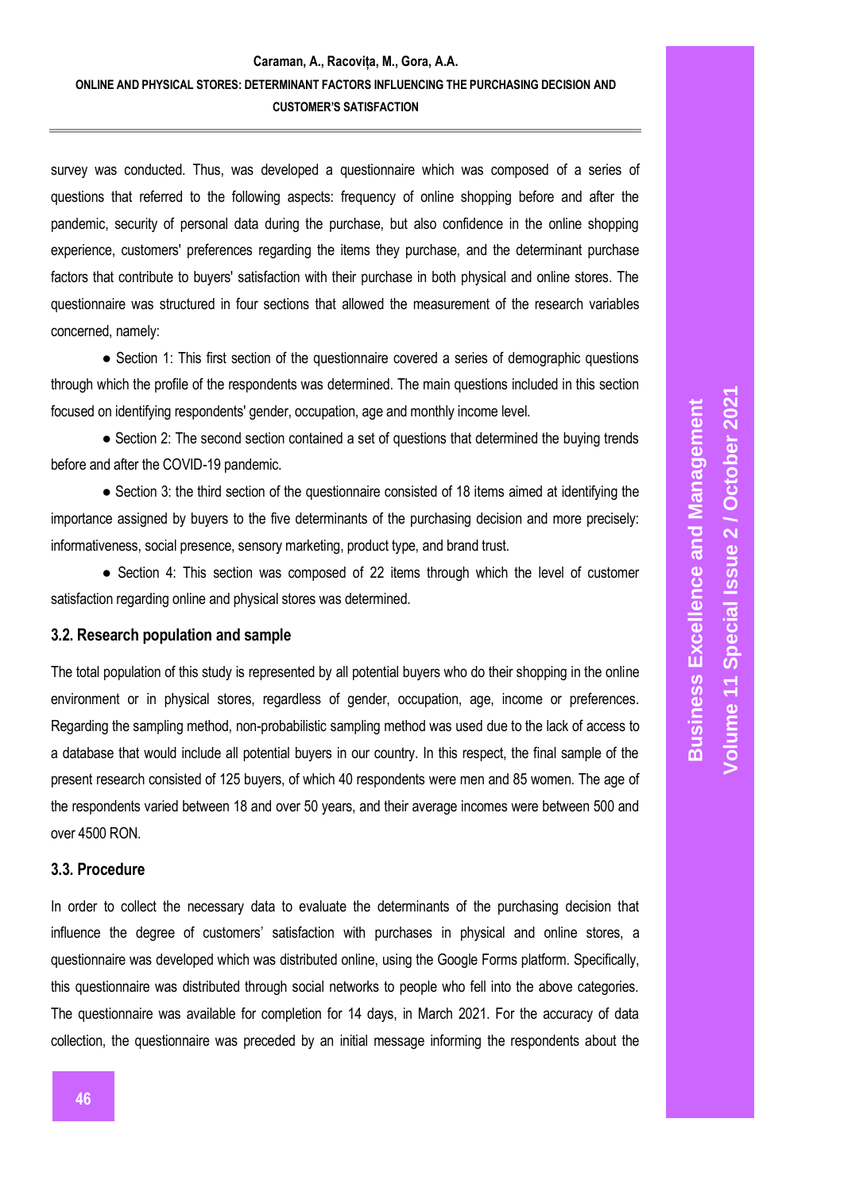survey was conducted. Thus, was developed a questionnaire which was composed of a series of questions that referred to the following aspects: frequency of online shopping before and after the pandemic, security of personal data during the purchase, but also confidence in the online shopping experience, customers' preferences regarding the items they purchase, and the determinant purchase factors that contribute to buyers' satisfaction with their purchase in both physical and online stores. The questionnaire was structured in four sections that allowed the measurement of the research variables concerned, namely:

- Section 1: This first section of the questionnaire covered a series of demographic questions through which the profile of the respondents was determined. The main questions included in this section focused on identifying respondents' gender, occupation, age and monthly income level.
- Section 2: The second section contained a set of questions that determined the buying trends before and after the COVID-19 pandemic.
- Section 3: the third section of the questionnaire consisted of 18 items aimed at identifying the importance assigned by buyers to the five determinants of the purchasing decision and more precisely: informativeness, social presence, sensory marketing, product type, and brand trust.
- Section 4: This section was composed of 22 items through which the level of customer satisfaction regarding online and physical stores was determined.

### 3.2. Research population and sample

The total population of this study is represented by all potential buyers who do their shopping in the online environment or in physical stores, regardless of gender, occupation, age, income or preferences. Regarding the sampling method, non-probabilistic sampling method was used due to the lack of access to a database that would include all potential buyers in our country. In this respect, the final sample of the present research consisted of 125 buyers, of which 40 respondents were men and 85 women. The age of the respondents varied between 18 and over 50 years, and their average incomes were between 500 and over 4500 RON.

### 3.3. Procedure

In order to collect the necessary data to evaluate the determinants of the purchasing decision that influence the degree of customers' satisfaction with purchases in physical and online stores, a questionnaire was developed which was distributed online, using the Google Forms platform. Specifically, this questionnaire was distributed through social networks to people who fell into the above categories. The questionnaire was available for completion for 14 days, in March 2021. For the accuracy of data collection, the questionnaire was preceded by an initial message informing the respondents about the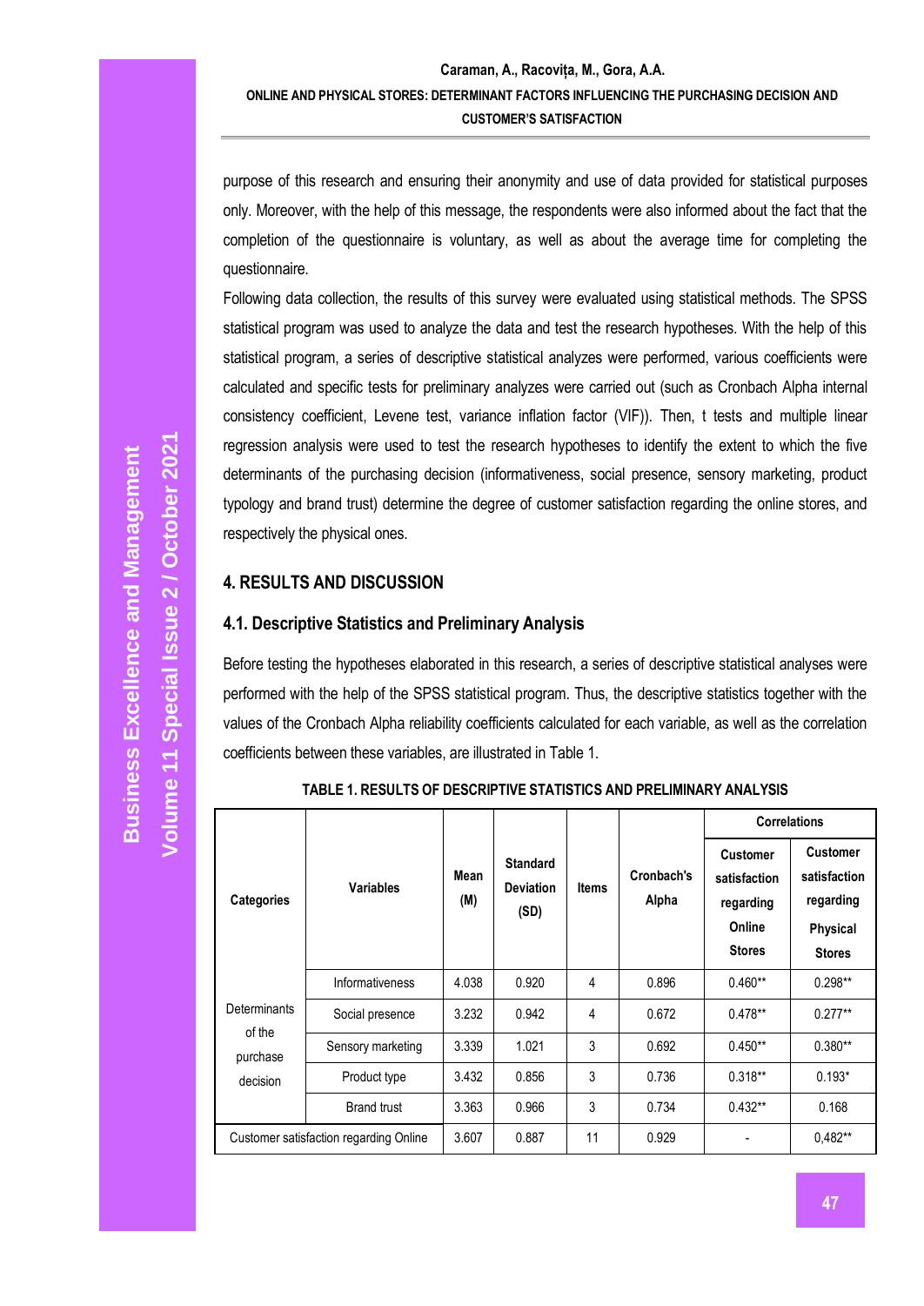purpose of this research and ensuring their anonymity and use of data provided for statistical purposes only. Moreover, with the help of this message, the respondents were also informed about the fact that the completion of the questionnaire is voluntary, as well as about the average time for completing the questionnaire.

Following data collection, the results of this survey were evaluated using statistical methods. The SPSS statistical program was used to analyze the data and test the research hypotheses. With the help of this statistical program, a series of descriptive statistical analyzes were performed, various coefficients were calculated and specific tests for preliminary analyzes were carried out (such as Cronbach Alpha internal consistency coefficient, Levene test, variance inflation factor (VIF)). Then, t tests and multiple linear regression analysis were used to test the research hypotheses to identify the extent to which the five determinants of the purchasing decision (informativeness, social presence, sensory marketing, product typology and brand trust) determine the degree of customer satisfaction regarding the online stores, and respectively the physical ones.

## 4. RESULTS AND DISCUSSION

### 4.1. Descriptive Statistics and Preliminary Analysis

Before testing the hypotheses elaborated in this research, a series of descriptive statistical analyses were performed with the help of the SPSS statistical program. Thus, the descriptive statistics together with the values of the Cronbach Alpha reliability coefficients calculated for each variable, as well as the correlation coefficients between these variables, are illustrated in Table 1.

**TABLE 1. RESULTS OF DESCRIPTIVE STATISTICS AND PRELIMINARY ANALYSIS**

| Categories | Variables | Mean (M) | Standard Deviation (SD) | Items | Cronbach's Alpha | Correlations | |
|---|---|---|---|---|---|---|---|
| | | | | | | Customer satisfaction regarding Online Stores | Customer satisfaction regarding Physical Stores |
| Determinants of the purchase decision | Informativeness | 4.038 | 0.920 | 4 | 0.896 | 0.460** | 0.298** |
| | Social presence | 3.232 | 0.942 | 4 | 0.672 | 0.478** | 0.277** |
| | Sensory marketing | 3.339 | 1.021 | 3 | 0.692 | 0.450** | 0.380** |
| | Product type | 3.432 | 0.856 | 3 | 0.736 | 0.318** | 0.193* |
| | Brand trust | 3.363 | 0.966 | 3 | 0.734 | 0.432** | 0.168 |
| Customer satisfaction regarding Online | | 3.607 | 0.887 | 11 | 0.929 | - | 0,482** |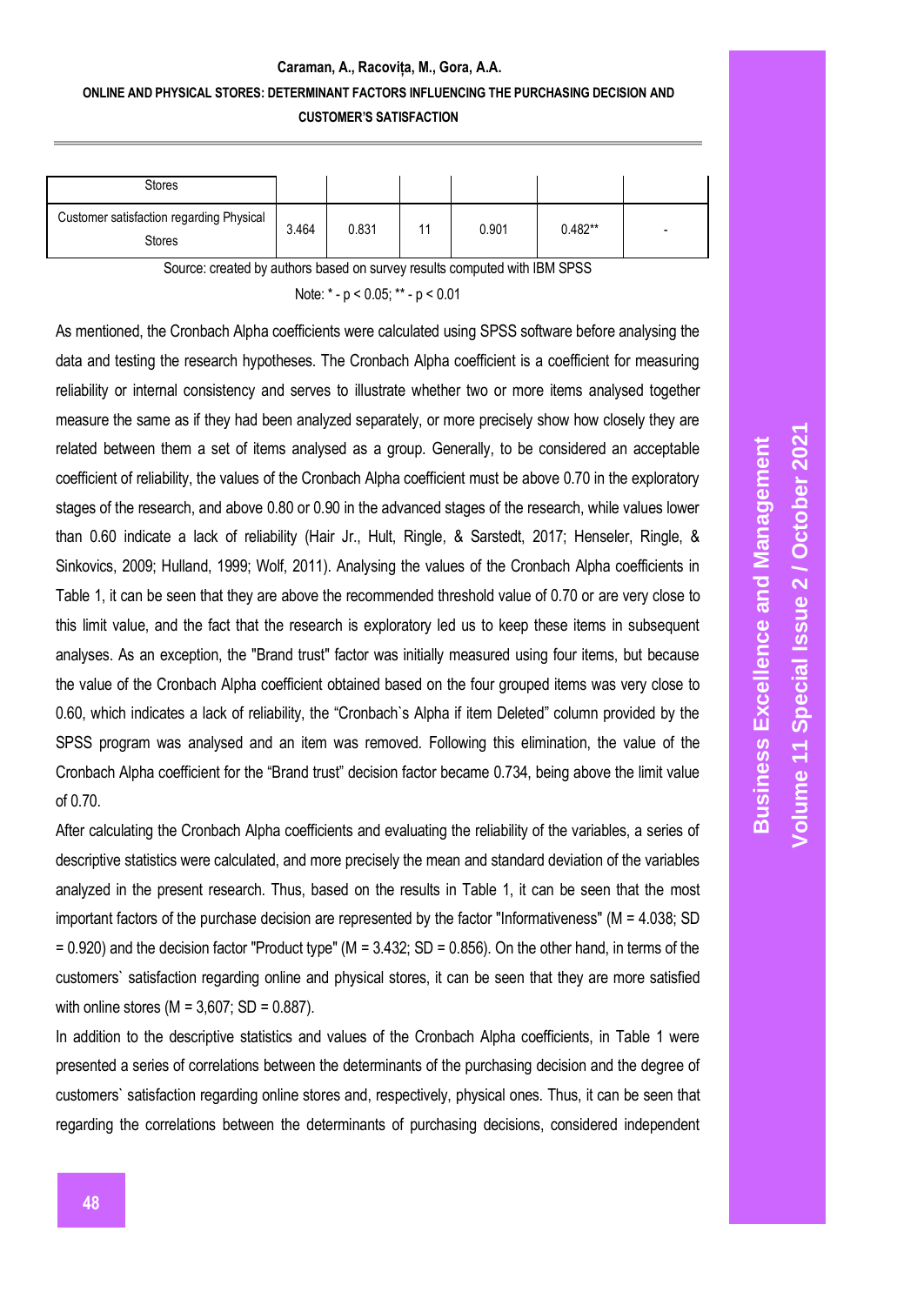| Stores | | | | | | |
|---|---|---|---|---|---|---|
| Customer satisfaction regarding Physical Stores | 3.464 | 0.831 | 11 | 0.901 | 0.482** | - |

Source: created by authors based on survey results computed with IBM SPSS

Note: * - $p < 0.05$; ** - $p < 0.01$

As mentioned, the Cronbach Alpha coefficients were calculated using SPSS software before analysing the data and testing the research hypotheses. The Cronbach Alpha coefficient is a coefficient for measuring reliability or internal consistency and serves to illustrate whether two or more items analysed together measure the same as if they had been analyzed separately, or more precisely show how closely they are related between them a set of items analysed as a group. Generally, to be considered an acceptable coefficient of reliability, the values of the Cronbach Alpha coefficient must be above 0.70 in the exploratory stages of the research, and above 0.80 or 0.90 in the advanced stages of the research, while values lower than 0.60 indicate a lack of reliability (Hair Jr., Hult, Ringle, & Sarstedt, 2017; Henseler, Ringle, & Sinkovics, 2009; Hulland, 1999; Wolf, 2011). Analysing the values of the Cronbach Alpha coefficients in Table 1, it can be seen that they are above the recommended threshold value of 0.70 or are very close to this limit value, and the fact that the research is exploratory led us to keep these items in subsequent analyses. As an exception, the "Brand trust" factor was initially measured using four items, but because the value of the Cronbach Alpha coefficient obtained based on the four grouped items was very close to 0.60, which indicates a lack of reliability, the "Cronbach`s Alpha if item Deleted" column provided by the SPSS program was analysed and an item was removed. Following this elimination, the value of the Cronbach Alpha coefficient for the "Brand trust" decision factor became 0.734, being above the limit value of 0.70.

After calculating the Cronbach Alpha coefficients and evaluating the reliability of the variables, a series of descriptive statistics were calculated, and more precisely the mean and standard deviation of the variables analyzed in the present research. Thus, based on the results in Table 1, it can be seen that the most important factors of the purchase decision are represented by the factor "Informativeness" (M = 4.038; SD = 0.920) and the decision factor "Product type" (M = 3.432; SD = 0.856). On the other hand, in terms of the customers` satisfaction regarding online and physical stores, it can be seen that they are more satisfied with online stores (M = 3,607; SD = 0.887).

In addition to the descriptive statistics and values of the Cronbach Alpha coefficients, in Table 1 were presented a series of correlations between the determinants of the purchasing decision and the degree of customers` satisfaction regarding online stores and, respectively, physical ones. Thus, it can be seen that regarding the correlations between the determinants of purchasing decisions, considered independent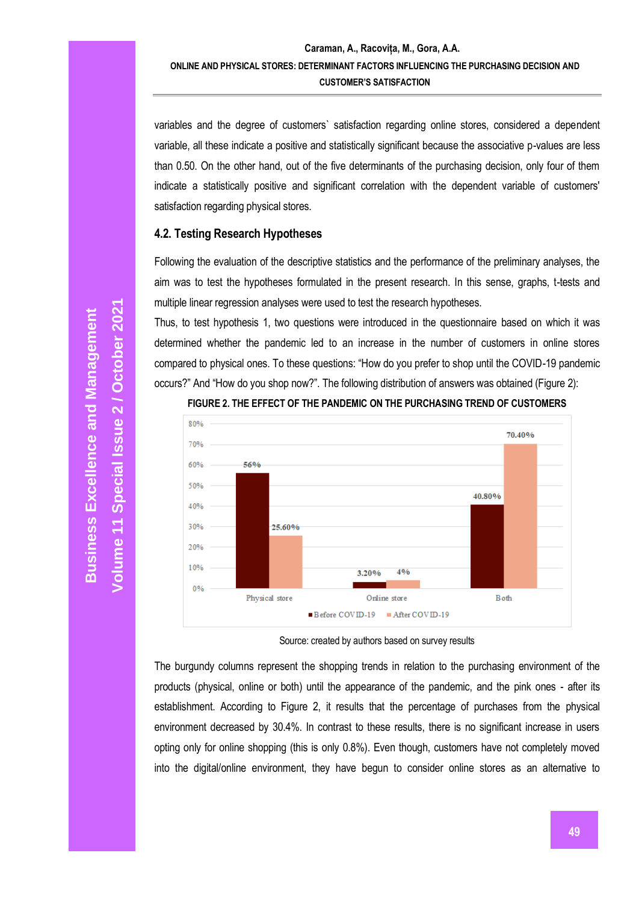variables and the degree of customers` satisfaction regarding online stores, considered a dependent variable, all these indicate a positive and statistically significant because the associative p-values are less than 0.50. On the other hand, out of the five determinants of the purchasing decision, only four of them indicate a statistically positive and significant correlation with the dependent variable of customers' satisfaction regarding physical stores.

### 4.2. Testing Research Hypotheses

Following the evaluation of the descriptive statistics and the performance of the preliminary analyses, the aim was to test the hypotheses formulated in the present research. In this sense, graphs, t-tests and multiple linear regression analyses were used to test the research hypotheses.

Thus, to test hypothesis 1, two questions were introduced in the questionnaire based on which it was determined whether the pandemic led to an increase in the number of customers in online stores compared to physical ones. To these questions: “How do you prefer to shop until the COVID-19 pandemic occurs?” And “How do you shop now?”. The following distribution of answers was obtained (Figure 2):

**FIGURE 2. THE EFFECT OF THE PANDEMIC ON THE PURCHASING TREND OF CUSTOMERS**

| | Before COVID-19 | After COVID-19 |
|---|---|---|
| Physical store | 56% | 25.60% |
| Online store | 3.20% | 4% |
| Both | 40.80% | 70.40% |

Source: created by authors based on survey results

The burgundy columns represent the shopping trends in relation to the purchasing environment of the products (physical, online or both) until the appearance of the pandemic, and the pink ones - after its establishment. According to Figure 2, it results that the percentage of purchases from the physical environment decreased by 30.4%. In contrast to these results, there is no significant increase in users opting only for online shopping (this is only 0.8%). Even though, customers have not completely moved into the digital/online environment, they have begun to consider online stores as an alternative to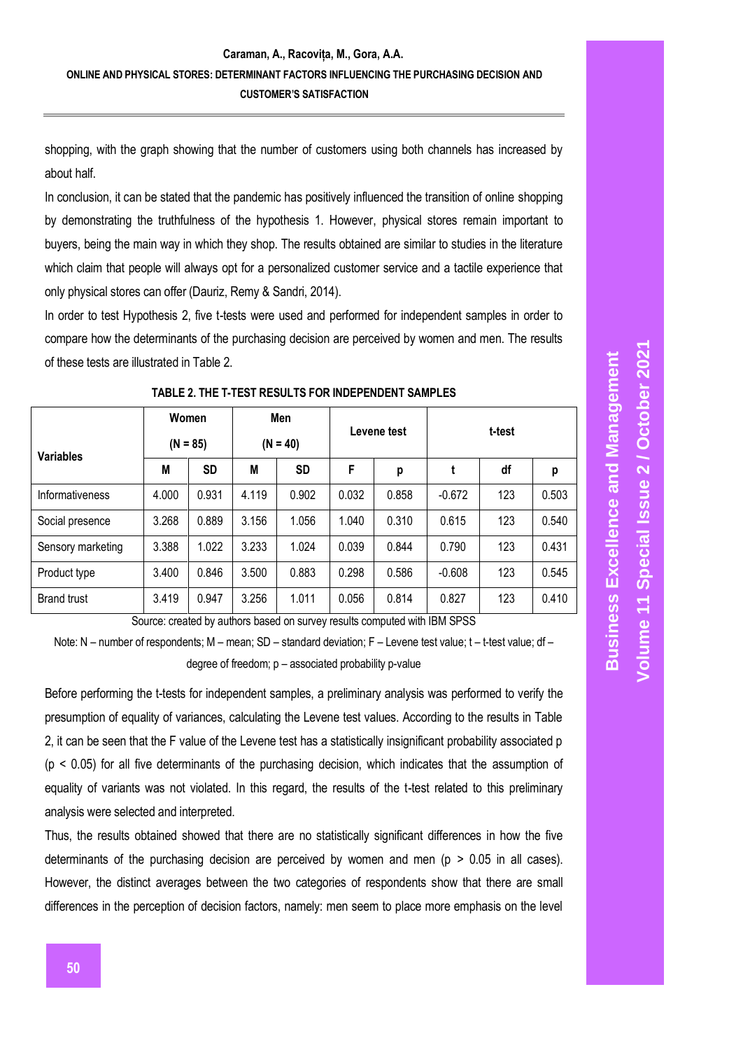shopping, with the graph showing that the number of customers using both channels has increased by about half.

In conclusion, it can be stated that the pandemic has positively influenced the transition of online shopping by demonstrating the truthfulness of the hypothesis 1. However, physical stores remain important to buyers, being the main way in which they shop. The results obtained are similar to studies in the literature which claim that people will always opt for a personalized customer service and a tactile experience that only physical stores can offer (Dauriz, Remy & Sandri, 2014).

In order to test Hypothesis 2, five t-tests were used and performed for independent samples in order to compare how the determinants of the purchasing decision are perceived by women and men. The results of these tests are illustrated in Table 2.

**TABLE 2. THE T-TEST RESULTS FOR INDEPENDENT SAMPLES**

| Variables | Women (N = 85) | | Men (N = 40) | | Levene test | | t-test | | |
|---|---|---|---|---|---|---|---|---|---|
| | M | SD | M | SD | F | p | t | df | p |
| Informativeness | 4.000 | 0.931 | 4.119 | 0.902 | 0.032 | 0.858 | -0.672 | 123 | 0.503 |
| Social presence | 3.268 | 0.889 | 3.156 | 1.056 | 1.040 | 0.310 | 0.615 | 123 | 0.540 |
| Sensory marketing | 3.388 | 1.022 | 3.233 | 1.024 | 0.039 | 0.844 | 0.790 | 123 | 0.431 |
| Product type | 3.400 | 0.846 | 3.500 | 0.883 | 0.298 | 0.586 | -0.608 | 123 | 0.545 |
| Brand trust | 3.419 | 0.947 | 3.256 | 1.011 | 0.056 | 0.814 | 0.827 | 123 | 0.410 |

Source: created by authors based on survey results computed with IBM SPSS

Note: N – number of respondents; M – mean; SD – standard deviation; F – Levene test value; t – t-test value; df – degree of freedom; p – associated probability p-value

Before performing the t-tests for independent samples, a preliminary analysis was performed to verify the presumption of equality of variances, calculating the Levene test values. According to the results in Table 2, it can be seen that the F value of the Levene test has a statistically insignificant probability associated p ($p < 0.05$) for all five determinants of the purchasing decision, which indicates that the assumption of equality of variants was not violated. In this regard, the results of the t-test related to this preliminary analysis were selected and interpreted.

Thus, the results obtained showed that there are no statistically significant differences in how the five determinants of the purchasing decision are perceived by women and men ($p > 0.05$ in all cases). However, the distinct averages between the two categories of respondents show that there are small differences in the perception of decision factors, namely: men seem to place more emphasis on the level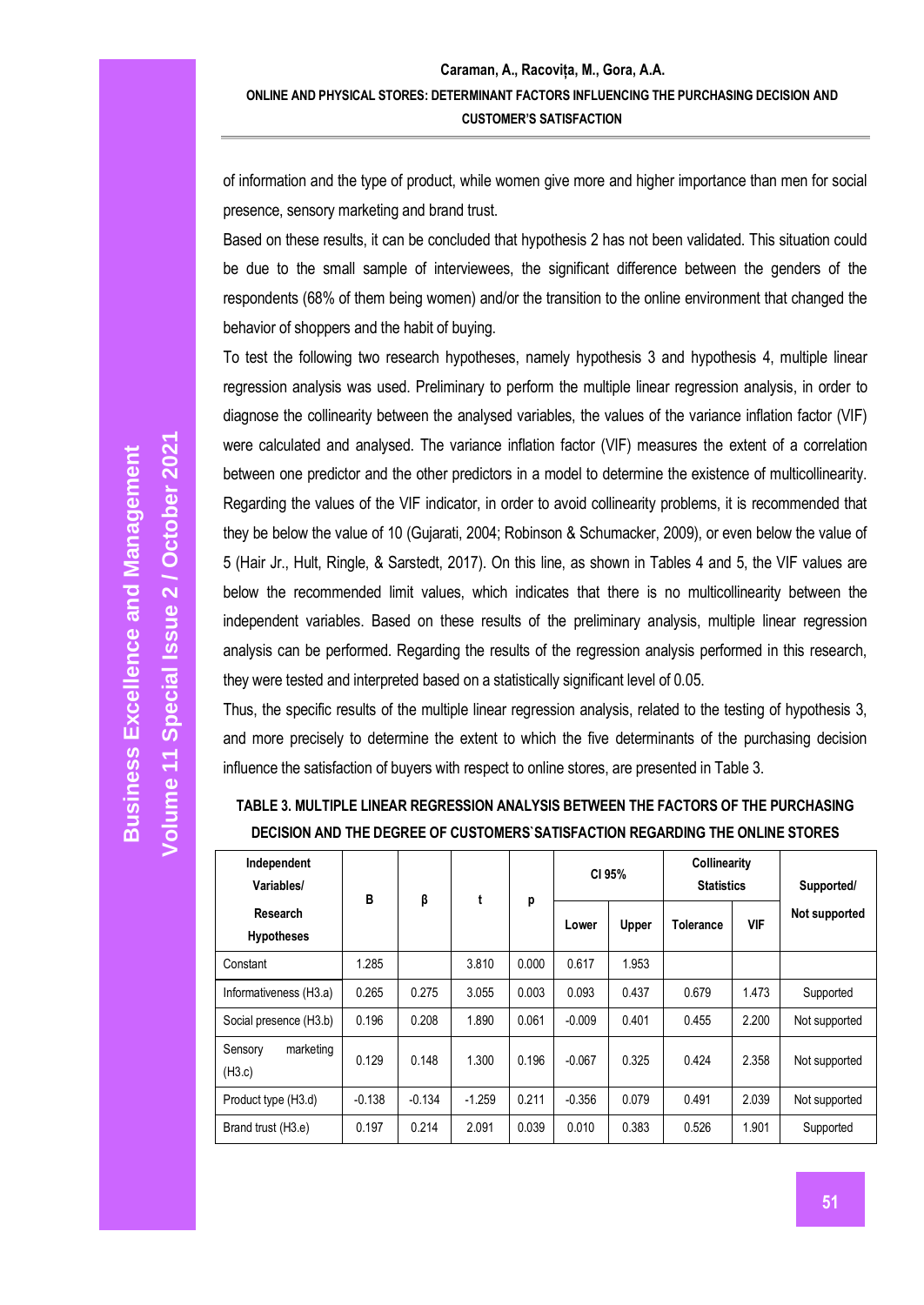of information and the type of product, while women give more and higher importance than men for social presence, sensory marketing and brand trust.

Based on these results, it can be concluded that hypothesis 2 has not been validated. This situation could be due to the small sample of interviewees, the significant difference between the genders of the respondents (68% of them being women) and/or the transition to the online environment that changed the behavior of shoppers and the habit of buying.

To test the following two research hypotheses, namely hypothesis 3 and hypothesis 4, multiple linear regression analysis was used. Preliminary to perform the multiple linear regression analysis, in order to diagnose the collinearity between the analysed variables, the values of the variance inflation factor (VIF) were calculated and analysed. The variance inflation factor (VIF) measures the extent of a correlation between one predictor and the other predictors in a model to determine the existence of multicollinearity. Regarding the values of the VIF indicator, in order to avoid collinearity problems, it is recommended that they be below the value of 10 (Gujarati, 2004; Robinson & Schumacker, 2009), or even below the value of 5 (Hair Jr., Hult, Ringle, & Sarstedt, 2017). On this line, as shown in Tables 4 and 5, the VIF values are below the recommended limit values, which indicates that there is no multicollinearity between the independent variables. Based on these results of the preliminary analysis, multiple linear regression analysis can be performed. Regarding the results of the regression analysis performed in this research, they were tested and interpreted based on a statistically significant level of 0.05.

Thus, the specific results of the multiple linear regression analysis, related to the testing of hypothesis 3, and more precisely to determine the extent to which the five determinants of the purchasing decision influence the satisfaction of buyers with respect to online stores, are presented in Table 3.

**TABLE 3. MULTIPLE LINEAR REGRESSION ANALYSIS BETWEEN THE FACTORS OF THE PURCHASING DECISION AND THE DEGREE OF CUSTOMERS`SATISFACTION REGARDING THE ONLINE STORES**

| Independent Variables/ Research Hypotheses | B | β | t | p | CI 95% | | Collinearity Statistics | | Supported/ Not supported |
|---|---|---|---|---|---|---|---|---|---|
| | | | | | Lower | Upper | Tolerance | VIF | |
| Constant | 1.285 | | 3.810 | 0.000 | 0.617 | 1.953 | | | |
| Informativeness (H3.a) | 0.265 | 0.275 | 3.055 | 0.003 | 0.093 | 0.437 | 0.679 | 1.473 | Supported |
| Social presence (H3.b) | 0.196 | 0.208 | 1.890 | 0.061 | -0.009 | 0.401 | 0.455 | 2.200 | Not supported |
| Sensory marketing (H3.c) | 0.129 | 0.148 | 1.300 | 0.196 | -0.067 | 0.325 | 0.424 | 2.358 | Not supported |
| Product type (H3.d) | -0.138 | -0.134 | -1.259 | 0.211 | -0.356 | 0.079 | 0.491 | 2.039 | Not supported |
| Brand trust (H3.e) | 0.197 | 0.214 | 2.091 | 0.039 | 0.010 | 0.383 | 0.526 | 1.901 | Supported |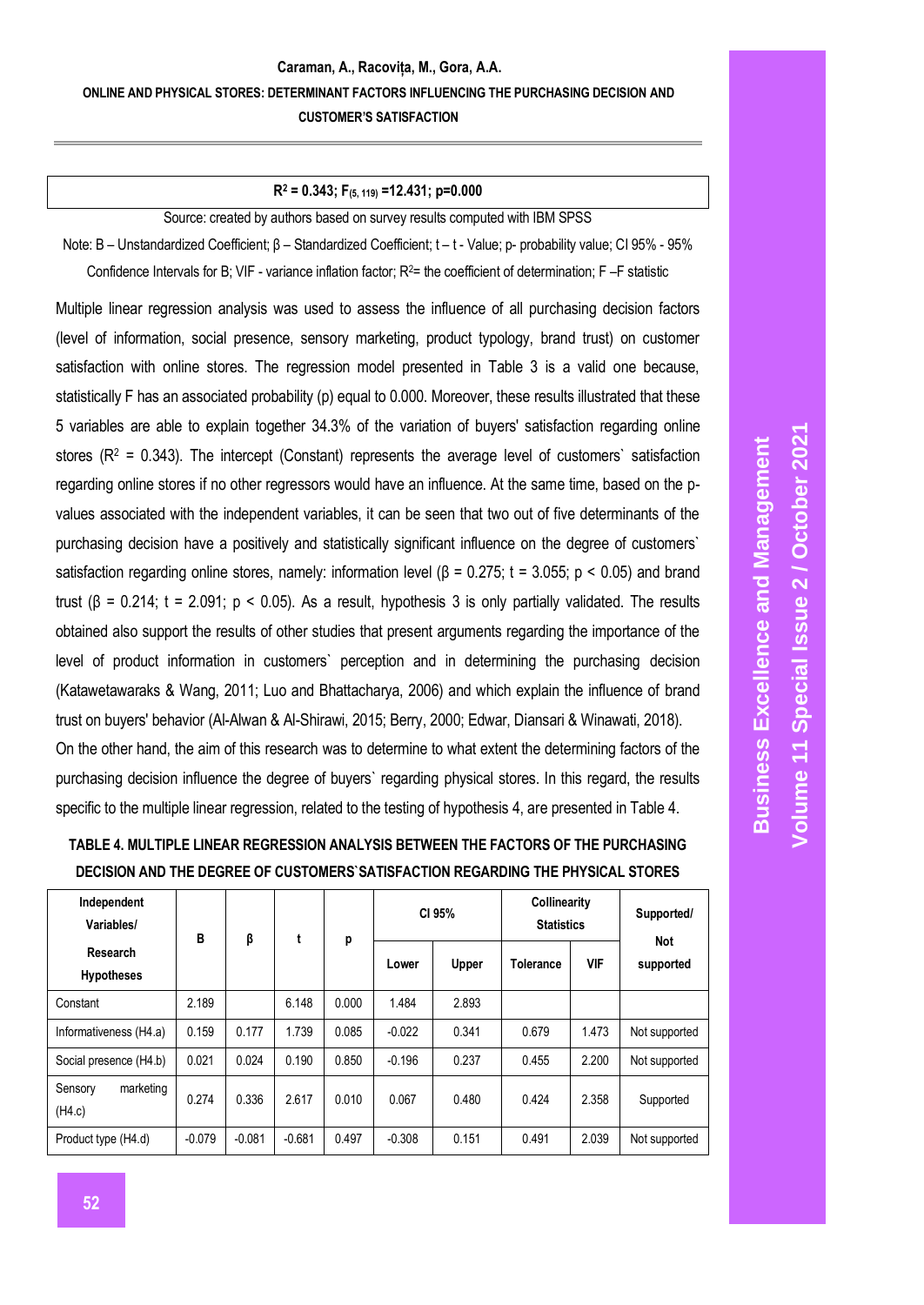| $R^2$ = 0.343; $F_{(5, 119)}$ =12.431; p=0.000 |
|---|

Source: created by authors based on survey results computed with IBM SPSS

Note: B – Unstandardized Coefficient; β – Standardized Coefficient; t – t - Value; p- probability value; CI 95% - 95% Confidence Intervals for B; VIF - variance inflation factor; $R^2$= the coefficient of determination; F –F statistic

Multiple linear regression analysis was used to assess the influence of all purchasing decision factors (level of information, social presence, sensory marketing, product typology, brand trust) on customer satisfaction with online stores. The regression model presented in Table 3 is a valid one because, statistically F has an associated probability (p) equal to 0.000. Moreover, these results illustrated that these 5 variables are able to explain together 34.3% of the variation of buyers' satisfaction regarding online stores ($R^2$ = 0.343). The intercept (Constant) represents the average level of customers` satisfaction regarding online stores if no other regressors would have an influence. At the same time, based on the p-values associated with the independent variables, it can be seen that two out of five determinants of the purchasing decision have a positively and statistically significant influence on the degree of customers` satisfaction regarding online stores, namely: information level (β = 0.275; t = 3.055; $p < 0.05$) and brand trust (β = 0.214; t = 2.091; $p < 0.05$). As a result, hypothesis 3 is only partially validated. The results obtained also support the results of other studies that present arguments regarding the importance of the level of product information in customers` perception and in determining the purchasing decision (Katawetawaraks & Wang, 2011; Luo and Bhattacharya, 2006) and which explain the influence of brand trust on buyers' behavior (Al-Alwan & Al-Shirawi, 2015; Berry, 2000; Edwar, Diansari & Winawati, 2018).

On the other hand, the aim of this research was to determine to what extent the determining factors of the purchasing decision influence the degree of buyers` regarding physical stores. In this regard, the results specific to the multiple linear regression, related to the testing of hypothesis 4, are presented in Table 4.

**TABLE 4. MULTIPLE LINEAR REGRESSION ANALYSIS BETWEEN THE FACTORS OF THE PURCHASING DECISION AND THE DEGREE OF CUSTOMERS`SATISFACTION REGARDING THE PHYSICAL STORES**

| Independent Variables/ Research Hypotheses | B | β | t | p | CI 95% | | Collinearity Statistics | | Supported/ Not supported |
|---|---|---|---|---|---|---|---|---|---|
| | | | | | Lower | Upper | Tolerance | VIF | |
| Constant | 2.189 | | 6.148 | 0.000 | 1.484 | 2.893 | | | |
| Informativeness (H4.a) | 0.159 | 0.177 | 1.739 | 0.085 | -0.022 | 0.341 | 0.679 | 1.473 | Not supported |
| Social presence (H4.b) | 0.021 | 0.024 | 0.190 | 0.850 | -0.196 | 0.237 | 0.455 | 2.200 | Not supported |
| Sensory marketing (H4.c) | 0.274 | 0.336 | 2.617 | 0.010 | 0.067 | 0.480 | 0.424 | 2.358 | Supported |
| Product type (H4.d) | -0.079 | -0.081 | -0.681 | 0.497 | -0.308 | 0.151 | 0.491 | 2.039 | Not supported |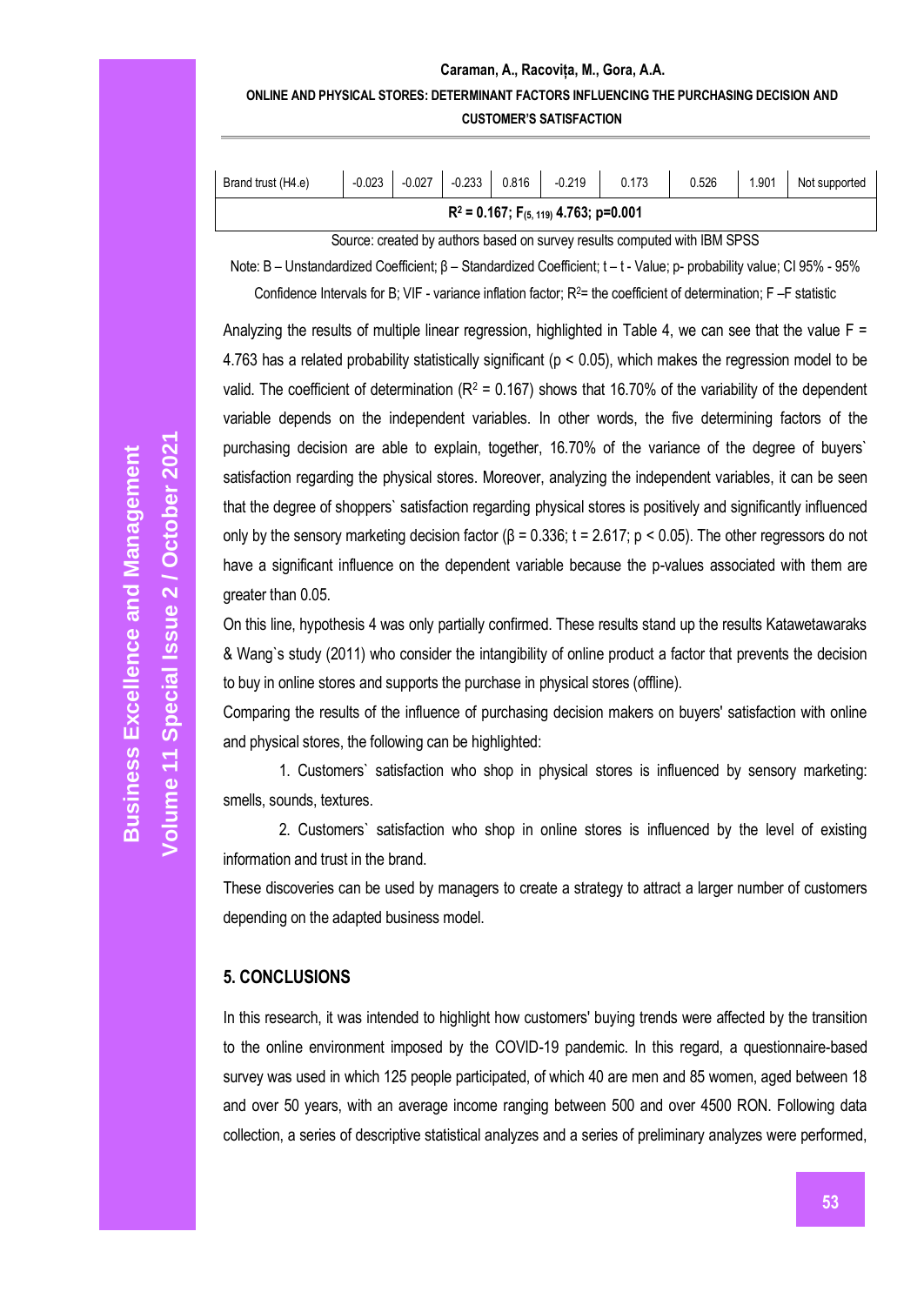| Brand trust (H4.e) | -0.023 | -0.027 | -0.233 | 0.816 | -0.219 | 0.173 | 0.526 | 1.901 | Not supported |
|---|---|---|---|---|---|---|---|---|---|
| **$R^2$ = 0.167; $F_{(5, 119)}$ 4.763; p=0.001** | | | | | | | | | |

Source: created by authors based on survey results computed with IBM SPSS

Note: B – Unstandardized Coefficient; β – Standardized Coefficient; t – t - Value; p- probability value; CI 95% - 95% Confidence Intervals for B; VIF - variance inflation factor; $R^2$= the coefficient of determination; F –F statistic

Analyzing the results of multiple linear regression, highlighted in Table 4, we can see that the value F = 4.763 has a related probability statistically significant ($p < 0.05$), which makes the regression model to be valid. The coefficient of determination ($R^2 = 0.167$) shows that 16.70% of the variability of the dependent variable depends on the independent variables. In other words, the five determining factors of the purchasing decision are able to explain, together, 16.70% of the variance of the degree of buyers` satisfaction regarding the physical stores. Moreover, analyzing the independent variables, it can be seen that the degree of shoppers` satisfaction regarding physical stores is positively and significantly influenced only by the sensory marketing decision factor (β = 0.336; t = 2.617; $p < 0.05$). The other regressors do not have a significant influence on the dependent variable because the p-values associated with them are greater than 0.05.

On this line, hypothesis 4 was only partially confirmed. These results stand up the results Katawetawaraks & Wang`s study (2011) who consider the intangibility of online product a factor that prevents the decision to buy in online stores and supports the purchase in physical stores (offline).

Comparing the results of the influence of purchasing decision makers on buyers' satisfaction with online and physical stores, the following can be highlighted:

1. Customers` satisfaction who shop in physical stores is influenced by sensory marketing: smells, sounds, textures.

2. Customers` satisfaction who shop in online stores is influenced by the level of existing information and trust in the brand.

These discoveries can be used by managers to create a strategy to attract a larger number of customers depending on the adapted business model.

## 5. CONCLUSIONS

In this research, it was intended to highlight how customers' buying trends were affected by the transition to the online environment imposed by the COVID-19 pandemic. In this regard, a questionnaire-based survey was used in which 125 people participated, of which 40 are men and 85 women, aged between 18 and over 50 years, with an average income ranging between 500 and over 4500 RON. Following data collection, a series of descriptive statistical analyzes and a series of preliminary analyzes were performed,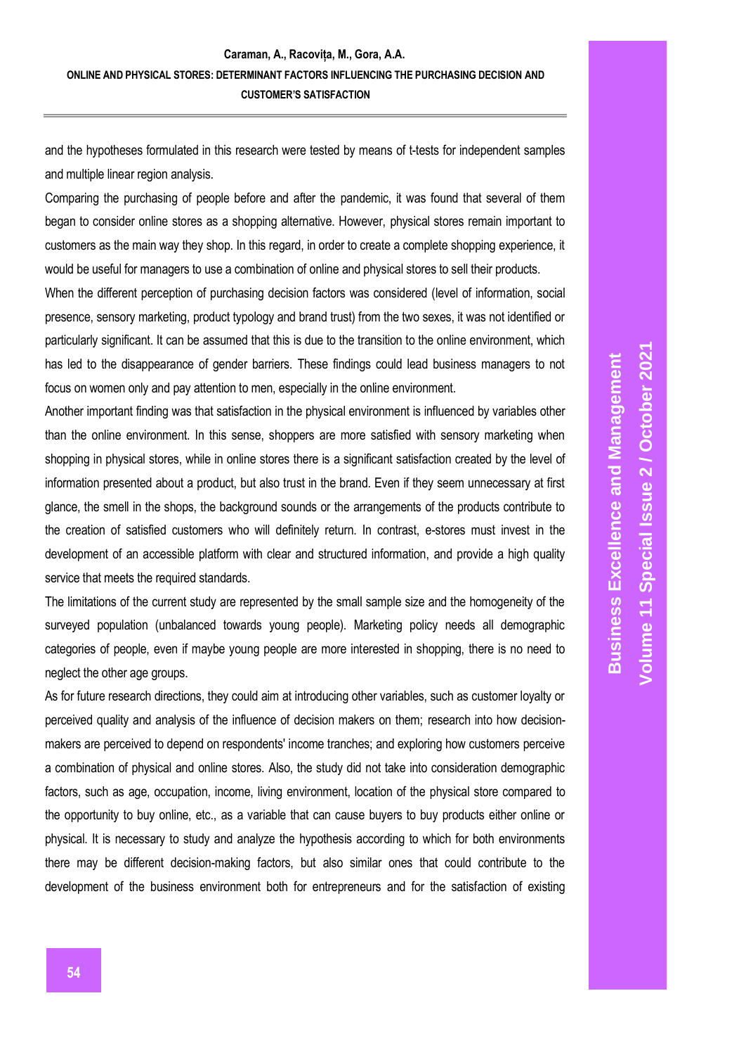and the hypotheses formulated in this research were tested by means of t-tests for independent samples and multiple linear region analysis.

Comparing the purchasing of people before and after the pandemic, it was found that several of them began to consider online stores as a shopping alternative. However, physical stores remain important to customers as the main way they shop. In this regard, in order to create a complete shopping experience, it would be useful for managers to use a combination of online and physical stores to sell their products.

When the different perception of purchasing decision factors was considered (level of information, social presence, sensory marketing, product typology and brand trust) from the two sexes, it was not identified or particularly significant. It can be assumed that this is due to the transition to the online environment, which has led to the disappearance of gender barriers. These findings could lead business managers to not focus on women only and pay attention to men, especially in the online environment.

Another important finding was that satisfaction in the physical environment is influenced by variables other than the online environment. In this sense, shoppers are more satisfied with sensory marketing when shopping in physical stores, while in online stores there is a significant satisfaction created by the level of information presented about a product, but also trust in the brand. Even if they seem unnecessary at first glance, the smell in the shops, the background sounds or the arrangements of the products contribute to the creation of satisfied customers who will definitely return. In contrast, e-stores must invest in the development of an accessible platform with clear and structured information, and provide a high quality service that meets the required standards.

The limitations of the current study are represented by the small sample size and the homogeneity of the surveyed population (unbalanced towards young people). Marketing policy needs all demographic categories of people, even if maybe young people are more interested in shopping, there is no need to neglect the other age groups.

As for future research directions, they could aim at introducing other variables, such as customer loyalty or perceived quality and analysis of the influence of decision makers on them; research into how decision-makers are perceived to depend on respondents' income tranches; and exploring how customers perceive a combination of physical and online stores. Also, the study did not take into consideration demographic factors, such as age, occupation, income, living environment, location of the physical store compared to the opportunity to buy online, etc., as a variable that can cause buyers to buy products either online or physical. It is necessary to study and analyze the hypothesis according to which for both environments there may be different decision-making factors, but also similar ones that could contribute to the development of the business environment both for entrepreneurs and for the satisfaction of existing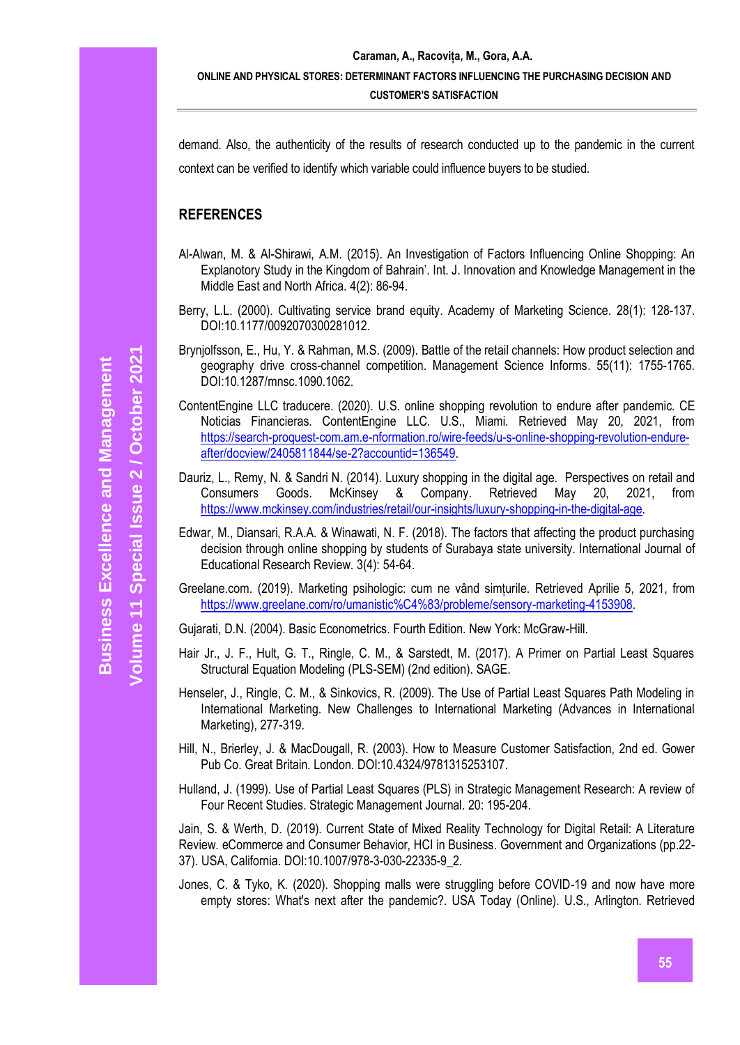demand. Also, the authenticity of the results of research conducted up to the pandemic in the current context can be verified to identify which variable could influence buyers to be studied.

## REFERENCES

Al-Alwan, M. & Al-Shirawi, A.M. (2015). An Investigation of Factors Influencing Online Shopping: An Explanotory Study in the Kingdom of Bahrain'. Int. J. Innovation and Knowledge Management in the Middle East and North Africa. 4(2): 86-94.

Berry, L.L. (2000). Cultivating service brand equity. Academy of Marketing Science. 28(1): 128-137. DOI:10.1177/0092070300281012.

Brynjolfsson, E., Hu, Y. & Rahman, M.S. (2009). Battle of the retail channels: How product selection and geography drive cross-channel competition. Management Science Informs. 55(11): 1755-1765. DOI:10.1287/mnsc.1090.1062.

ContentEngine LLC traducere. (2020). U.S. online shopping revolution to endure after pandemic. CE Noticias Financieras. ContentEngine LLC. U.S., Miami. Retrieved May 20, 2021, from https://search-proquest-com.am.e-nformation.ro/wire-feeds/u-s-online-shopping-revolution-endure-after/docview/2405811844/se-2?accountid=136549.

Dauriz, L., Remy, N. & Sandri N. (2014). Luxury shopping in the digital age. Perspectives on retail and Consumers Goods. McKinsey & Company. Retrieved May 20, 2021, from https://www.mckinsey.com/industries/retail/our-insights/luxury-shopping-in-the-digital-age.

Edwar, M., Diansari, R.A.A. & Winawati, N. F. (2018). The factors that affecting the product purchasing decision through online shopping by students of Surabaya state university. International Journal of Educational Research Review. 3(4): 54-64.

Greelane.com. (2019). Marketing psihologic: cum ne vând simțurile. Retrieved Aprilie 5, 2021, from https://www.greelane.com/ro/umanistic%C4%83/probleme/sensory-marketing-4153908.

Gujarati, D.N. (2004). Basic Econometrics. Fourth Edition. New York: McGraw-Hill.

Hair Jr., J. F., Hult, G. T., Ringle, C. M., & Sarstedt, M. (2017). A Primer on Partial Least Squares Structural Equation Modeling (PLS-SEM) (2nd edition). SAGE.

Henseler, J., Ringle, C. M., & Sinkovics, R. (2009). The Use of Partial Least Squares Path Modeling in International Marketing. New Challenges to International Marketing (Advances in International Marketing), 277-319.

Hill, N., Brierley, J. & MacDougall, R. (2003). How to Measure Customer Satisfaction, 2nd ed. Gower Pub Co. Great Britain. London. DOI:10.4324/9781315253107.

Hulland, J. (1999). Use of Partial Least Squares (PLS) in Strategic Management Research: A review of Four Recent Studies. Strategic Management Journal. 20: 195-204.

Jain, S. & Werth, D. (2019). Current State of Mixed Reality Technology for Digital Retail: A Literature Review. eCommerce and Consumer Behavior, HCI in Business. Government and Organizations (pp.22-37). USA, California. DOI:10.1007/978-3-030-22335-9_2.

Jones, C. & Tyko, K. (2020). Shopping malls were struggling before COVID-19 and now have more empty stores: What's next after the pandemic?. USA Today (Online). U.S., Arlington. Retrieved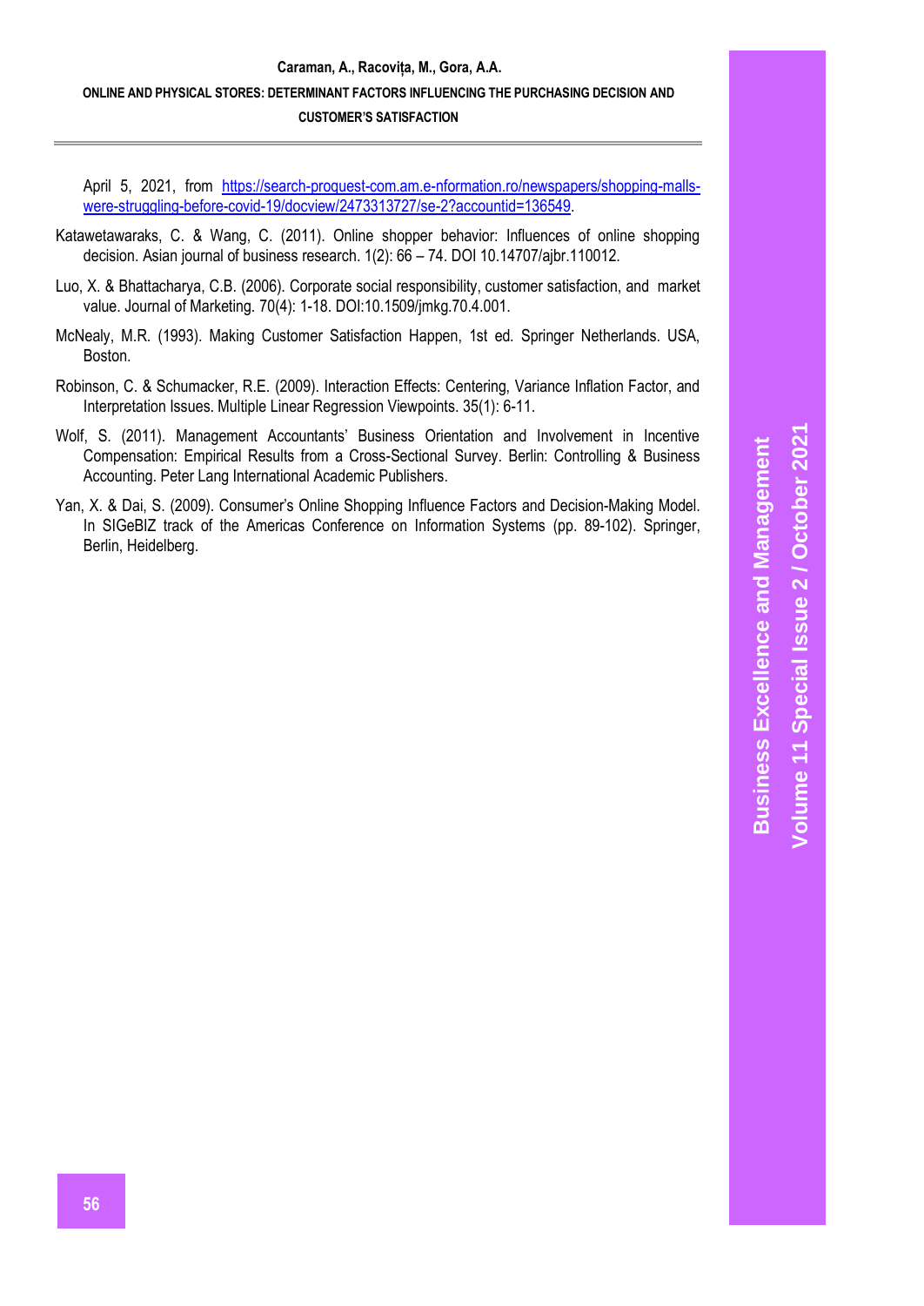April 5, 2021, from https://search-proquest-com.am.e-nformation.ro/newspapers/shopping-malls-were-struggling-before-covid-19/docview/2473313727/se-2?accountid=136549.

Katawetawaraks, C. & Wang, C. (2011). Online shopper behavior: Influences of online shopping decision. Asian journal of business research. 1(2): 66 – 74. DOI 10.14707/ajbr.110012.

Luo, X. & Bhattacharya, C.B. (2006). Corporate social responsibility, customer satisfaction, and market value. Journal of Marketing. 70(4): 1-18. DOI:10.1509/jmkg.70.4.001.

McNealy, M.R. (1993). Making Customer Satisfaction Happen, 1st ed. Springer Netherlands. USA, Boston.

Robinson, C. & Schumacker, R.E. (2009). Interaction Effects: Centering, Variance Inflation Factor, and Interpretation Issues. Multiple Linear Regression Viewpoints. 35(1): 6-11.

Wolf, S. (2011). Management Accountants' Business Orientation and Involvement in Incentive Compensation: Empirical Results from a Cross-Sectional Survey. Berlin: Controlling & Business Accounting. Peter Lang International Academic Publishers.

Yan, X. & Dai, S. (2009). Consumer's Online Shopping Influence Factors and Decision-Making Model. In SIGeBIZ track of the Americas Conference on Information Systems (pp. 89-102). Springer, Berlin, Heidelberg.